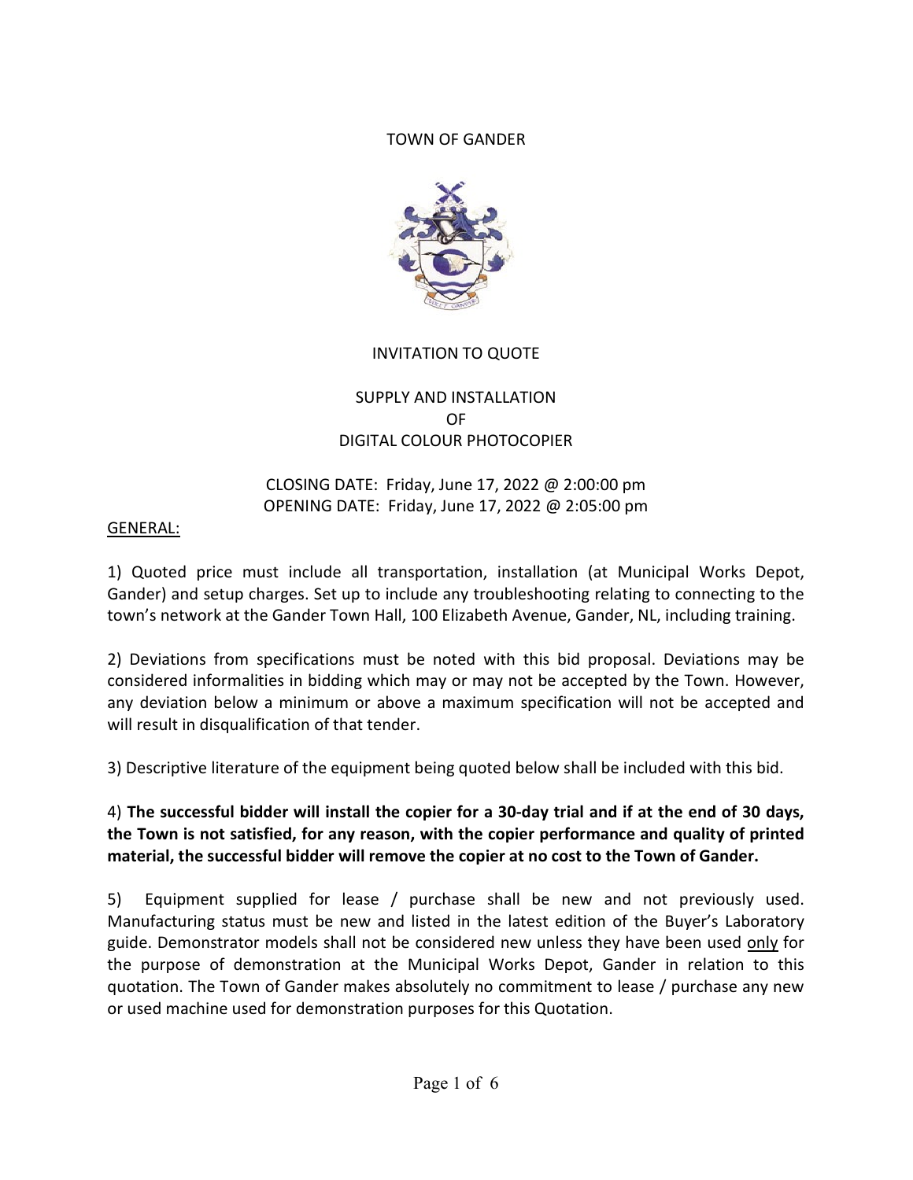# TOWN OF GANDER

## INVITATION TO QUOTE

## SUPPLY AND INSTALLATION OF DIGITAL COLOUR PHOTOCOPIER

CLOSING DATE: Friday, June 17, 2022 @ 2:00:00 pm
OPENING DATE: Friday, June 17, 2022 @ 2:05:00 pm

GENERAL:

1) Quoted price must include all transportation, installation (at Municipal Works Depot, Gander) and setup charges. Set up to include any troubleshooting relating to connecting to the town's network at the Gander Town Hall, 100 Elizabeth Avenue, Gander, NL, including training.

2) Deviations from specifications must be noted with this bid proposal. Deviations may be considered informalities in bidding which may or may not be accepted by the Town. However, any deviation below a minimum or above a maximum specification will not be accepted and will result in disqualification of that tender.

3) Descriptive literature of the equipment being quoted below shall be included with this bid.

4) **The successful bidder will install the copier for a 30-day trial and if at the end of 30 days, the Town is not satisfied, for any reason, with the copier performance and quality of printed material, the successful bidder will remove the copier at no cost to the Town of Gander.**

5) Equipment supplied for lease / purchase shall be new and not previously used. Manufacturing status must be new and listed in the latest edition of the Buyer's Laboratory guide. Demonstrator models shall not be considered new unless they have been used only for the purpose of demonstration at the Municipal Works Depot, Gander in relation to this quotation. The Town of Gander makes absolutely no commitment to lease / purchase any new or used machine used for demonstration purposes for this Quotation.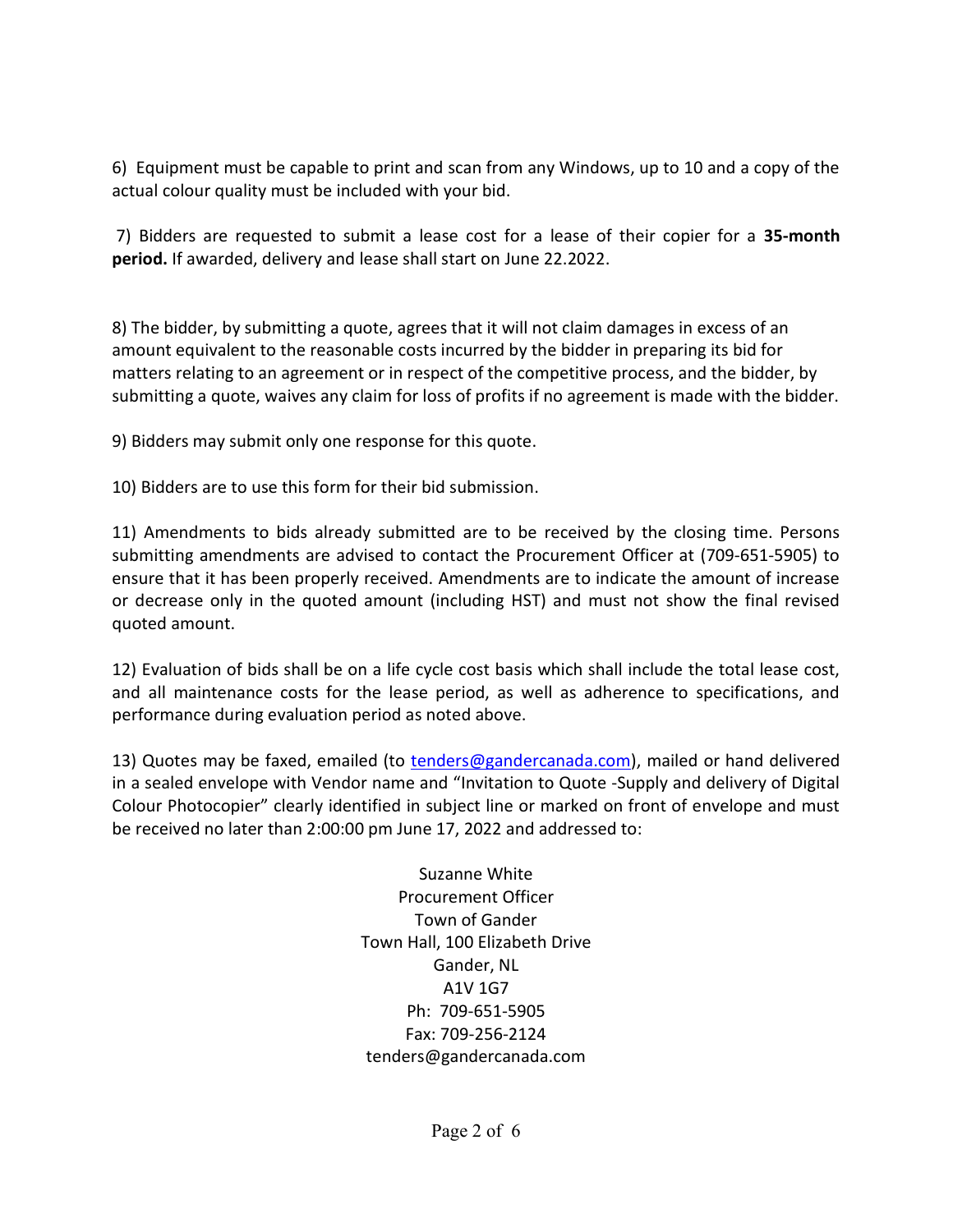6) Equipment must be capable to print and scan from any Windows, up to 10 and a copy of the actual colour quality must be included with your bid.

7) Bidders are requested to submit a lease cost for a lease of their copier for a **35-month period.** If awarded, delivery and lease shall start on June 22.2022.

8) The bidder, by submitting a quote, agrees that it will not claim damages in excess of an amount equivalent to the reasonable costs incurred by the bidder in preparing its bid for matters relating to an agreement or in respect of the competitive process, and the bidder, by submitting a quote, waives any claim for loss of profits if no agreement is made with the bidder.

9) Bidders may submit only one response for this quote.

10) Bidders are to use this form for their bid submission.

11) Amendments to bids already submitted are to be received by the closing time. Persons submitting amendments are advised to contact the Procurement Officer at (709-651-5905) to ensure that it has been properly received. Amendments are to indicate the amount of increase or decrease only in the quoted amount (including HST) and must not show the final revised quoted amount.

12) Evaluation of bids shall be on a life cycle cost basis which shall include the total lease cost, and all maintenance costs for the lease period, as well as adherence to specifications, and performance during evaluation period as noted above.

13) Quotes may be faxed, emailed (to tenders@gandercanada.com), mailed or hand delivered in a sealed envelope with Vendor name and "Invitation to Quote -Supply and delivery of Digital Colour Photocopier" clearly identified in subject line or marked on front of envelope and must be received no later than 2:00:00 pm June 17, 2022 and addressed to:

Suzanne White  
Procurement Officer  
Town of Gander  
Town Hall, 100 Elizabeth Drive  
Gander, NL  
A1V 1G7  
Ph: 709-651-5905  
Fax: 709-256-2124  
tenders@gandercanada.com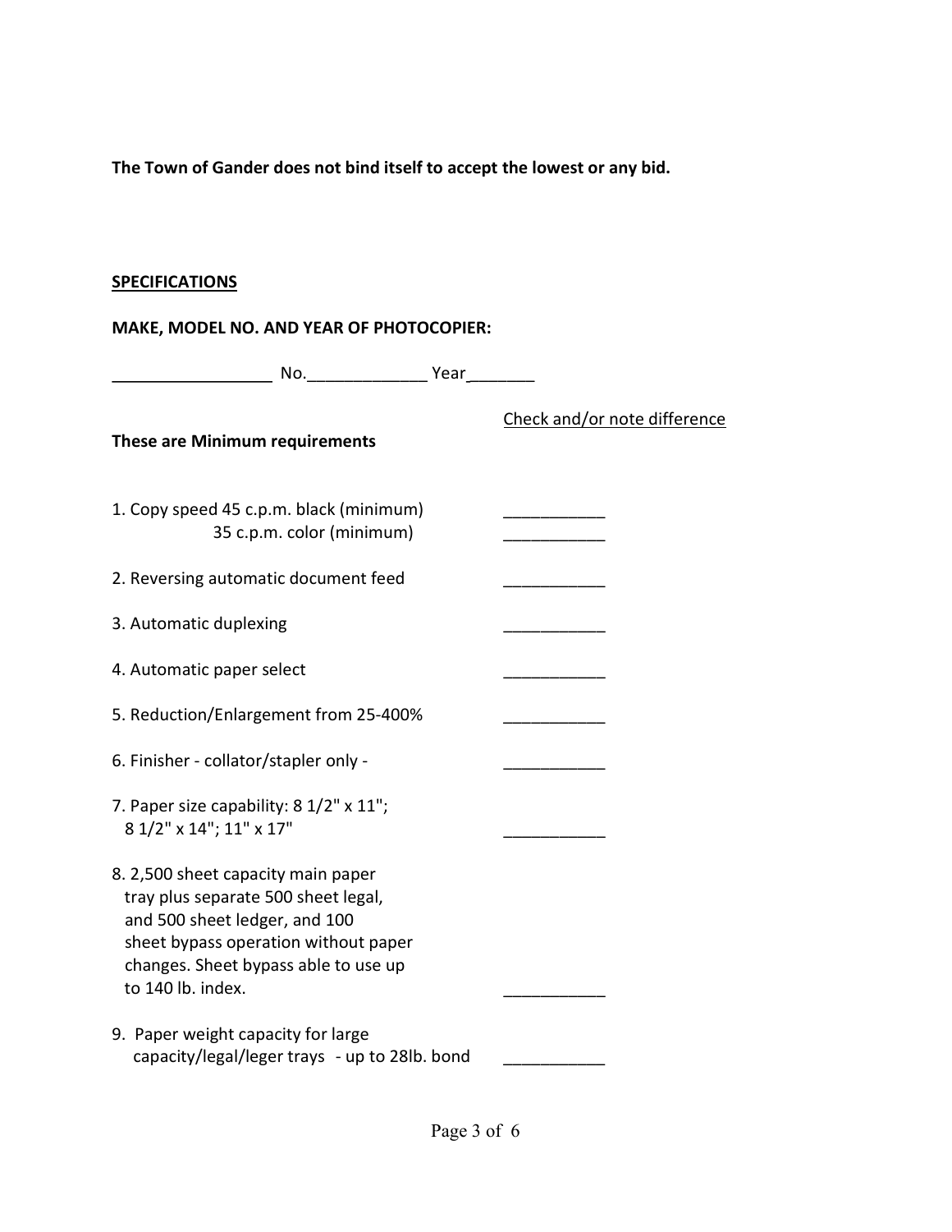**The Town of Gander does not bind itself to accept the lowest or any bid.**

**<u>SPECIFICATIONS</u>**

**MAKE, MODEL NO. AND YEAR OF PHOTOCOPIER:**

_________________ No._____________ Year_______

<u>Check and/or note difference</u>

**These are Minimum requirements**

| Requirement | Check and/or note difference |
|---|---|
| 1. Copy speed 45 c.p.m. black (minimum) | ___________ |
| 35 c.p.m. color (minimum) | ___________ |
| 2. Reversing automatic document feed | ___________ |
| 3. Automatic duplexing | ___________ |
| 4. Automatic paper select | ___________ |
| 5. Reduction/Enlargement from 25-400% | ___________ |
| 6. Finisher - collator/stapler only - | ___________ |
| 7. Paper size capability: 8 1/2" x 11"; 8 1/2" x 14"; 11" x 17" | ___________ |
| 8. 2,500 sheet capacity main paper tray plus separate 500 sheet legal, and 500 sheet ledger, and 100 sheet bypass operation without paper changes. Sheet bypass able to use up to 140 lb. index. | ___________ |
| 9. Paper weight capacity for large capacity/legal/leger trays - up to 28lb. bond | ___________ |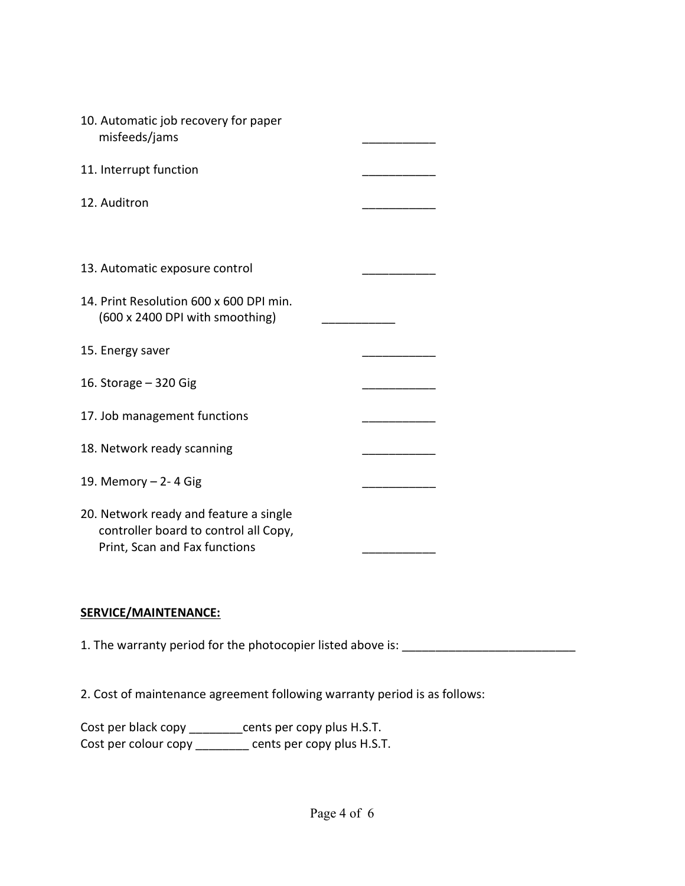10. Automatic job recovery for paper misfeeds/jams ___________

11. Interrupt function ___________

12. Auditron ___________

13. Automatic exposure control ___________

14. Print Resolution 600 x 600 DPI min. (600 x 2400 DPI with smoothing) ___________

15. Energy saver ___________

16. Storage – 320 Gig ___________

17. Job management functions ___________

18. Network ready scanning ___________

19. Memory – 2- 4 Gig ___________

20. Network ready and feature a single controller board to control all Copy, Print, Scan and Fax functions ___________

**SERVICE/MAINTENANCE:**

1. The warranty period for the photocopier listed above is: __________________________

2. Cost of maintenance agreement following warranty period is as follows:

Cost per black copy ________cents per copy plus H.S.T.
Cost per colour copy ________ cents per copy plus H.S.T.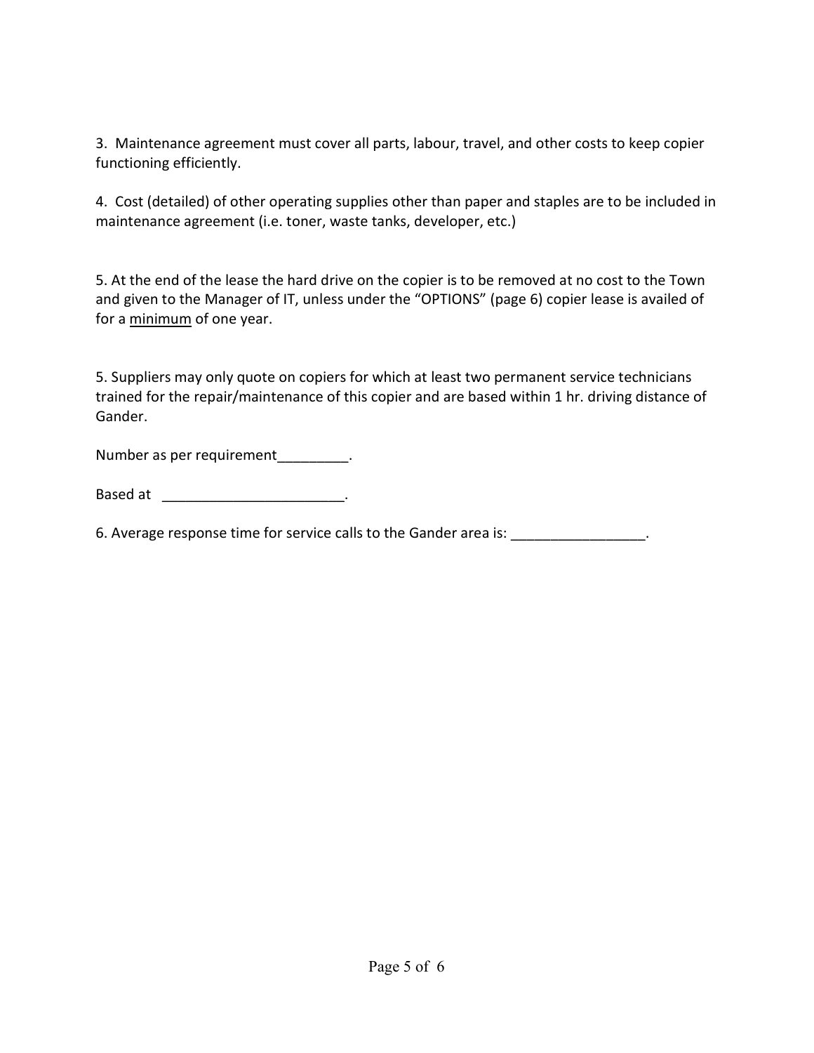3. Maintenance agreement must cover all parts, labour, travel, and other costs to keep copier functioning efficiently.

4. Cost (detailed) of other operating supplies other than paper and staples are to be included in maintenance agreement (i.e. toner, waste tanks, developer, etc.)

5. At the end of the lease the hard drive on the copier is to be removed at no cost to the Town and given to the Manager of IT, unless under the "OPTIONS" (page 6) copier lease is availed of for a <u>minimum</u> of one year.

5. Suppliers may only quote on copiers for which at least two permanent service technicians trained for the repair/maintenance of this copier and are based within 1 hr. driving distance of Gander.

Number as per requirement_________.

Based at _______________________.

6. Average response time for service calls to the Gander area is: _________________.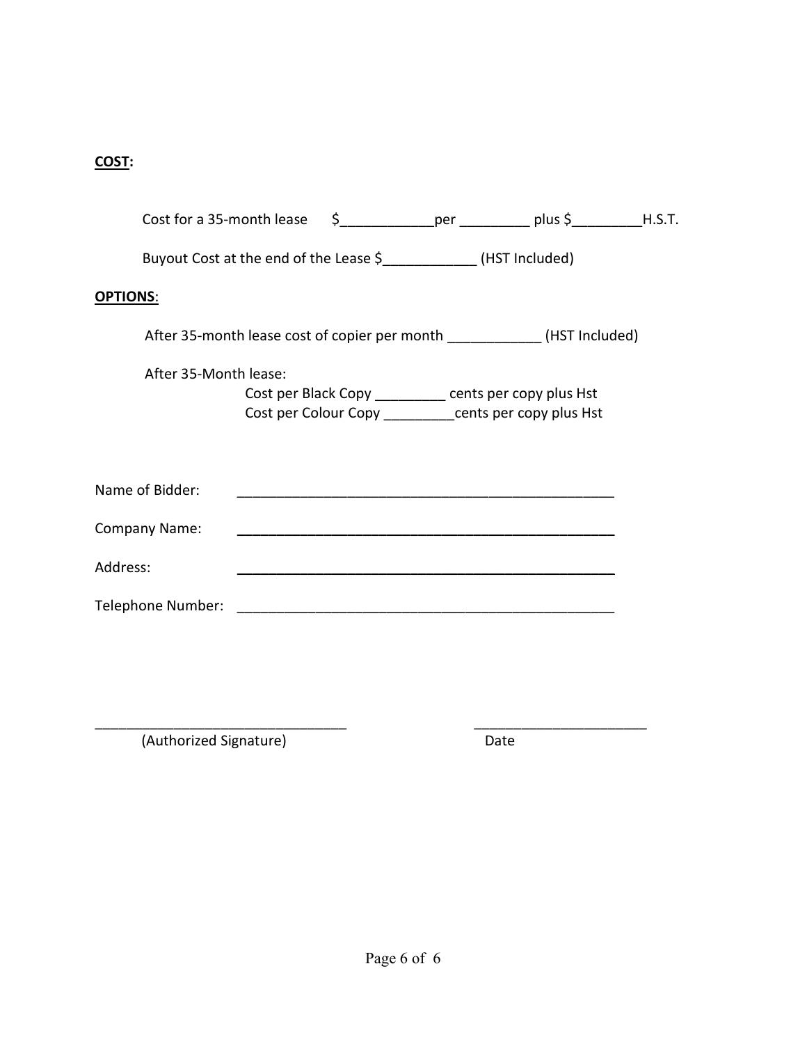**COST:**

Cost for a 35-month lease $____________per _________ plus $_________H.S.T.

Buyout Cost at the end of the Lease $____________ (HST Included)

**OPTIONS**:

After 35-month lease cost of copier per month ____________ (HST Included)

After 35-Month lease:

Cost per Black Copy _________ cents per copy plus Hst

Cost per Colour Copy _________cents per copy plus Hst

Name of Bidder: _________________________________________________

Company Name: _________________________________________________

Address: _________________________________________________

Telephone Number: _________________________________________________

________________________________ ______________________

(Authorized Signature) Date